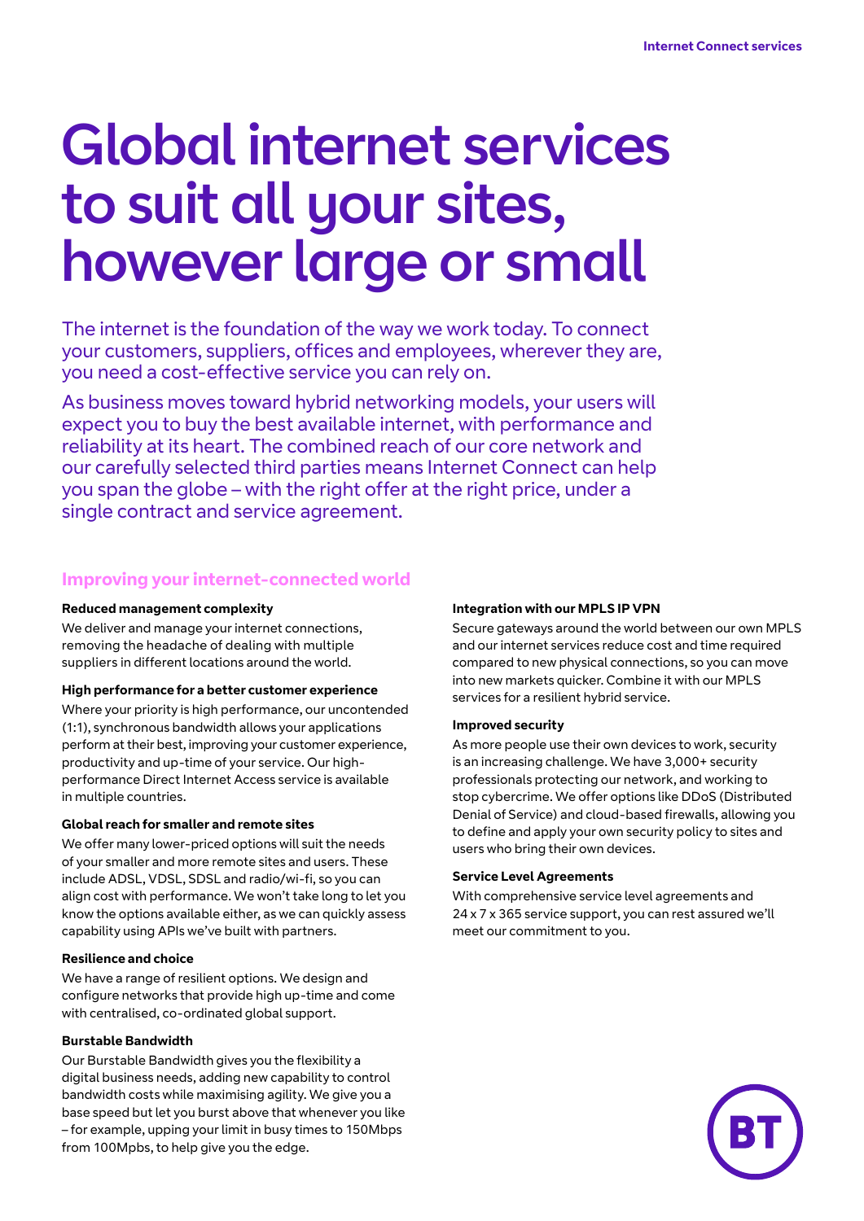# Global internet services to suit all your sites, however large or small

The internet is the foundation of the way we work today. To connect your customers, suppliers, offices and employees, wherever they are, you need a cost-effective service you can rely on.

As business moves toward hybrid networking models, your users will expect you to buy the best available internet, with performance and reliability at its heart. The combined reach of our core network and our carefully selected third parties means Internet Connect can help you span the globe – with the right offer at the right price, under a single contract and service agreement.

## Improving your internet-connected world

**Reduced management complexity**

We deliver and manage your internet connections, removing the headache of dealing with multiple suppliers in different locations around the world.

**High performance for a better customer experience**

Where your priority is high performance, our uncontended (1:1), synchronous bandwidth allows your applications perform at their best, improving your customer experience, productivity and up-time of your service. Our high-performance Direct Internet Access service is available in multiple countries.

**Global reach for smaller and remote sites**

We offer many lower-priced options will suit the needs of your smaller and more remote sites and users. These include ADSL, VDSL, SDSL and radio/wi-fi, so you can align cost with performance. We won't take long to let you know the options available either, as we can quickly assess capability using APIs we've built with partners.

**Resilience and choice**

We have a range of resilient options. We design and configure networks that provide high up-time and come with centralised, co-ordinated global support.

**Burstable Bandwidth**

Our Burstable Bandwidth gives you the flexibility a digital business needs, adding new capability to control bandwidth costs while maximising agility. We give you a base speed but let you burst above that whenever you like – for example, upping your limit in busy times to 150Mbps from 100Mpbs, to help give you the edge.

**Integration with our MPLS IP VPN**

Secure gateways around the world between our own MPLS and our internet services reduce cost and time required compared to new physical connections, so you can move into new markets quicker. Combine it with our MPLS services for a resilient hybrid service.

**Improved security**

As more people use their own devices to work, security is an increasing challenge. We have 3,000+ security professionals protecting our network, and working to stop cybercrime. We offer options like DDoS (Distributed Denial of Service) and cloud-based firewalls, allowing you to define and apply your own security policy to sites and users who bring their own devices.

**Service Level Agreements**

With comprehensive service level agreements and 24 x 7 x 365 service support, you can rest assured we'll meet our commitment to you.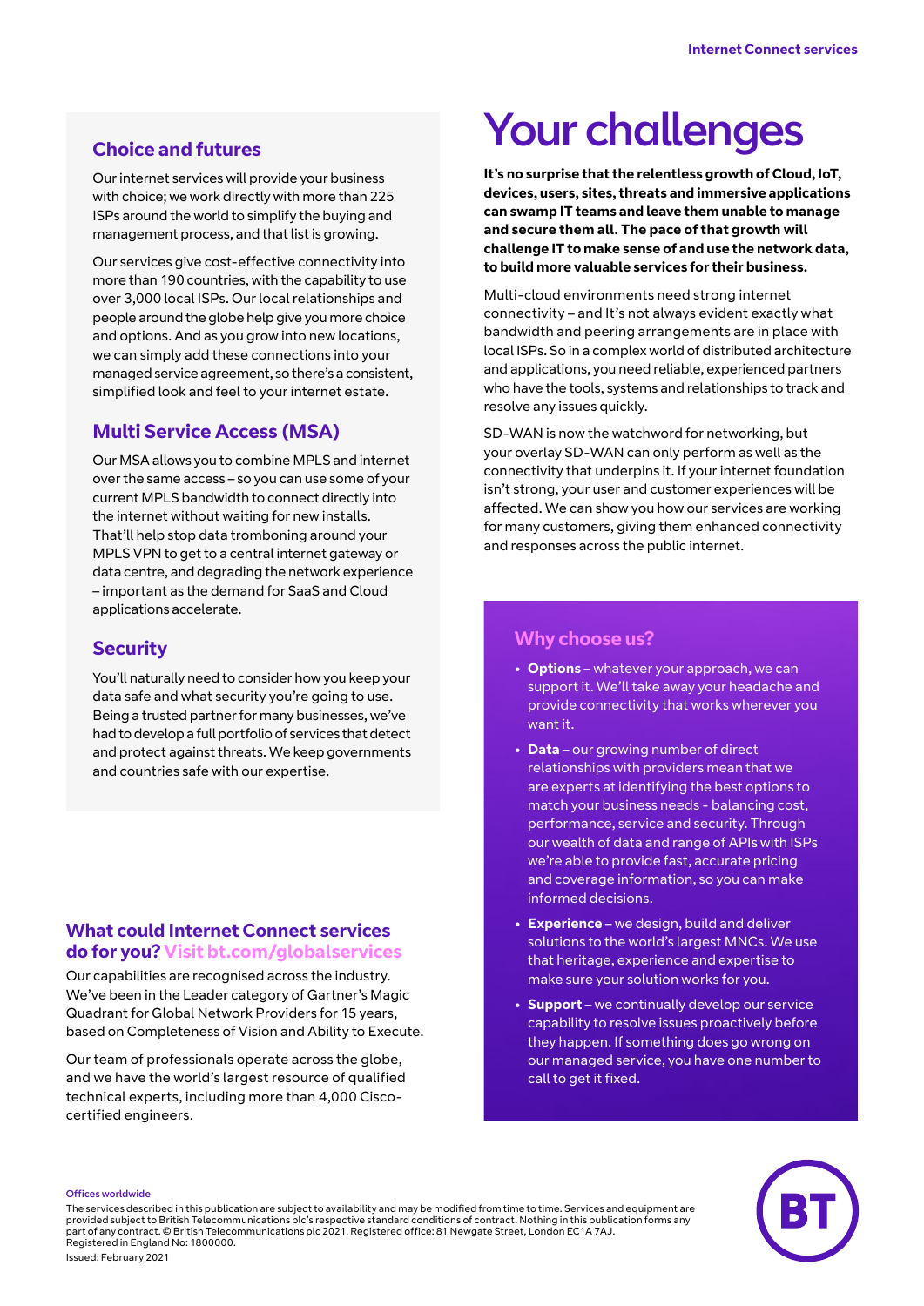## Choice and futures

Our internet services will provide your business with choice; we work directly with more than 225 ISPs around the world to simplify the buying and management process, and that list is growing.

Our services give cost-effective connectivity into more than 190 countries, with the capability to use over 3,000 local ISPs. Our local relationships and people around the globe help give you more choice and options. And as you grow into new locations, we can simply add these connections into your managed service agreement, so there's a consistent, simplified look and feel to your internet estate.

## Multi Service Access (MSA)

Our MSA allows you to combine MPLS and internet over the same access – so you can use some of your current MPLS bandwidth to connect directly into the internet without waiting for new installs. That'll help stop data tromboning around your MPLS VPN to get to a central internet gateway or data centre, and degrading the network experience – important as the demand for SaaS and Cloud applications accelerate.

## Security

You'll naturally need to consider how you keep your data safe and what security you're going to use. Being a trusted partner for many businesses, we've had to develop a full portfolio of services that detect and protect against threats. We keep governments and countries safe with our expertise.

# Your challenges

**It's no surprise that the relentless growth of Cloud, IoT, devices, users, sites, threats and immersive applications can swamp IT teams and leave them unable to manage and secure them all. The pace of that growth will challenge IT to make sense of and use the network data, to build more valuable services for their business.**

Multi-cloud environments need strong internet connectivity – and It's not always evident exactly what bandwidth and peering arrangements are in place with local ISPs. So in a complex world of distributed architecture and applications, you need reliable, experienced partners who have the tools, systems and relationships to track and resolve any issues quickly.

SD-WAN is now the watchword for networking, but your overlay SD-WAN can only perform as well as the connectivity that underpins it. If your internet foundation isn't strong, your user and customer experiences will be affected. We can show you how our services are working for many customers, giving them enhanced connectivity and responses across the public internet.

## Why choose us?

- **Options** – whatever your approach, we can support it. We'll take away your headache and provide connectivity that works wherever you want it.
- **Data** – our growing number of direct relationships with providers mean that we are experts at identifying the best options to match your business needs - balancing cost, performance, service and security. Through our wealth of data and range of APIs with ISPs we're able to provide fast, accurate pricing and coverage information, so you can make informed decisions.
- **Experience** – we design, build and deliver solutions to the world's largest MNCs. We use that heritage, experience and expertise to make sure your solution works for you.
- **Support** – we continually develop our service capability to resolve issues proactively before they happen. If something does go wrong on our managed service, you have one number to call to get it fixed.

## What could Internet Connect services do for you? Visit bt.com/globalservices

Our capabilities are recognised across the industry. We've been in the Leader category of Gartner's Magic Quadrant for Global Network Providers for 15 years, based on Completeness of Vision and Ability to Execute.

Our team of professionals operate across the globe, and we have the world's largest resource of qualified technical experts, including more than 4,000 Cisco-certified engineers.

Offices worldwide

The services described in this publication are subject to availability and may be modified from time to time. Services and equipment are provided subject to British Telecommunications plc's respective standard conditions of contract. Nothing in this publication forms any part of any contract. © British Telecommunications plc 2021. Registered office: 81 Newgate Street, London EC1A 7AJ.
Registered in England No: 1800000.

Issued: February 2021